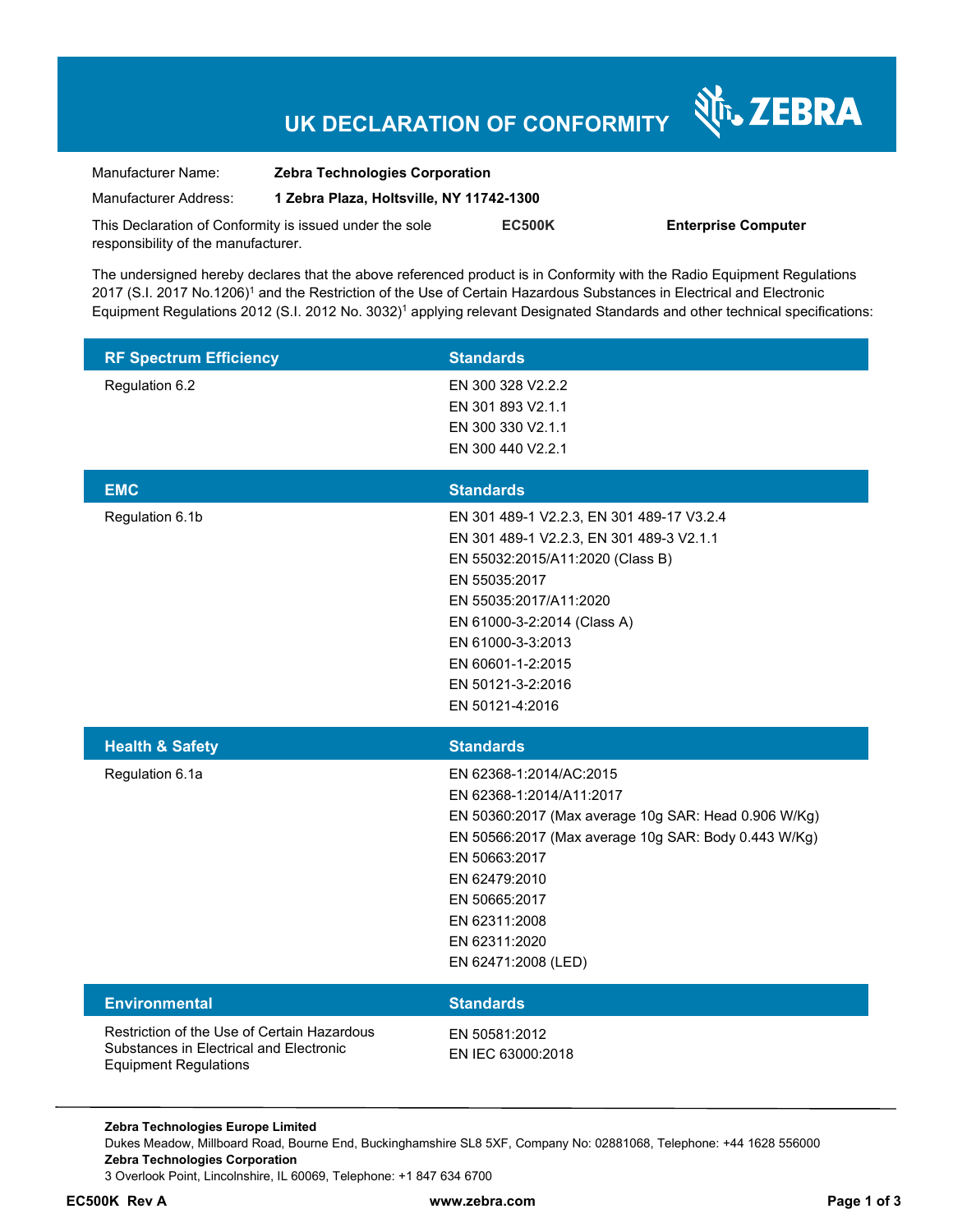# UK DECLARATION OF CONFORMITY

ZEBRA

| | |
|---|---|
| Manufacturer Name: | **Zebra Technologies Corporation** |
| Manufacturer Address: | **1 Zebra Plaza, Holtsville, NY 11742-1300** |

This Declaration of Conformity is issued under the sole responsibility of the manufacturer. **EC500K** **Enterprise Computer**

The undersigned hereby declares that the above referenced product is in Conformity with the Radio Equipment Regulations 2017 (S.I. 2017 No.1206)[1] and the Restriction of the Use of Certain Hazardous Substances in Electrical and Electronic Equipment Regulations 2012 (S.I. 2012 No. 3032)[1] applying relevant Designated Standards and other technical specifications:

| RF Spectrum Efficiency | Standards |
|---|---|
| Regulation 6.2 | EN 300 328 V2.2.2<br>EN 301 893 V2.1.1<br>EN 300 330 V2.1.1<br>EN 300 440 V2.2.1 |

| EMC | Standards |
|---|---|
| Regulation 6.1b | EN 301 489-1 V2.2.3, EN 301 489-17 V3.2.4<br>EN 301 489-1 V2.2.3, EN 301 489-3 V2.1.1<br>EN 55032:2015/A11:2020 (Class B)<br>EN 55035:2017<br>EN 55035:2017/A11:2020<br>EN 61000-3-2:2014 (Class A)<br>EN 61000-3-3:2013<br>EN 60601-1-2:2015<br>EN 50121-3-2:2016<br>EN 50121-4:2016 |

| Health & Safety | Standards |
|---|---|
| Regulation 6.1a | EN 62368-1:2014/AC:2015<br>EN 62368-1:2014/A11:2017<br>EN 50360:2017 (Max average 10g SAR: Head 0.906 W/Kg)<br>EN 50566:2017 (Max average 10g SAR: Body 0.443 W/Kg)<br>EN 50663:2017<br>EN 62479:2010<br>EN 50665:2017<br>EN 62311:2008<br>EN 62311:2020<br>EN 62471:2008 (LED) |

| Environmental | Standards |
|---|---|
| Restriction of the Use of Certain Hazardous Substances in Electrical and Electronic Equipment Regulations | EN 50581:2012<br>EN IEC 63000:2018 |

**Zebra Technologies Europe Limited**
Dukes Meadow, Millboard Road, Bourne End, Buckinghamshire SL8 5XF, Company No: 02881068, Telephone: +44 1628 556000
**Zebra Technologies Corporation**
3 Overlook Point, Lincolnshire, IL 60069, Telephone: +1 847 634 6700

**EC500K Rev A** **www.zebra.com**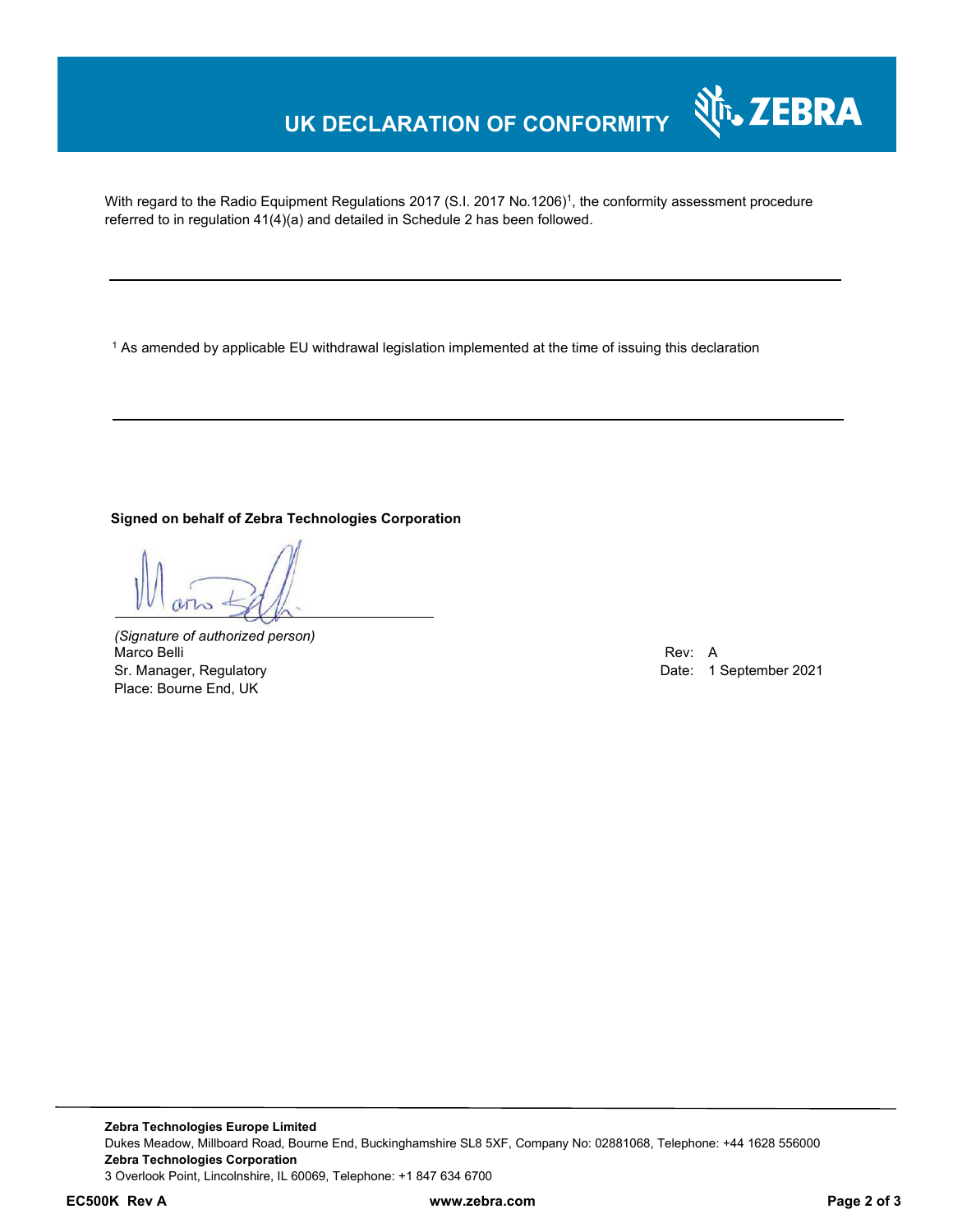# UK DECLARATION OF CONFORMITY

With regard to the Radio Equipment Regulations 2017 (S.I. 2017 No.1206)[1], the conformity assessment procedure referred to in regulation 41(4)(a) and detailed in Schedule 2 has been followed.

---

[1] As amended by applicable EU withdrawal legislation implemented at the time of issuing this declaration

---

**Signed on behalf of Zebra Technologies Corporation**

*(Signature of authorized person)*
Marco Belli
Sr. Manager, Regulatory
Place: Bourne End, UK

Rev: A
Date: 1 September 2021

**Zebra Technologies Europe Limited**
Dukes Meadow, Millboard Road, Bourne End, Buckinghamshire SL8 5XF, Company No: 02881068, Telephone: +44 1628 556000
**Zebra Technologies Corporation**
3 Overlook Point, Lincolnshire, IL 60069, Telephone: +1 847 634 6700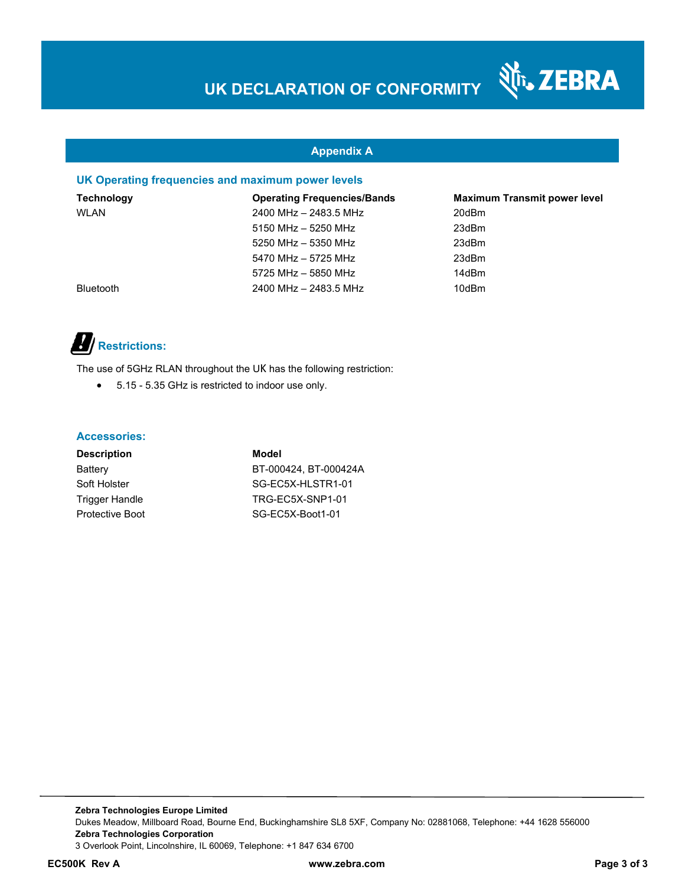# UK DECLARATION OF CONFORMITY

## Appendix A

### UK Operating frequencies and maximum power levels

| Technology | Operating Frequencies/Bands | Maximum Transmit power level |
|---|---|---|
| WLAN | 2400 MHz – 2483.5 MHz | 20dBm |
| | 5150 MHz – 5250 MHz | 23dBm |
| | 5250 MHz – 5350 MHz | 23dBm |
| | 5470 MHz – 5725 MHz | 23dBm |
| | 5725 MHz – 5850 MHz | 14dBm |
| Bluetooth | 2400 MHz – 2483.5 MHz | 10dBm |

### Restrictions:

The use of 5GHz RLAN throughout the UK has the following restriction:

- 5.15 - 5.35 GHz is restricted to indoor use only.

### Accessories:

| Description | Model |
|---|---|
| Battery | BT-000424, BT-000424A |
| Soft Holster | SG-EC5X-HLSTR1-01 |
| Trigger Handle | TRG-EC5X-SNP1-01 |
| Protective Boot | SG-EC5X-Boot1-01 |

**Zebra Technologies Europe Limited**
Dukes Meadow, Millboard Road, Bourne End, Buckinghamshire SL8 5XF, Company No: 02881068, Telephone: +44 1628 556000
**Zebra Technologies Corporation**
3 Overlook Point, Lincolnshire, IL 60069, Telephone: +1 847 634 6700

**EC500K Rev A** **www.zebra.com**